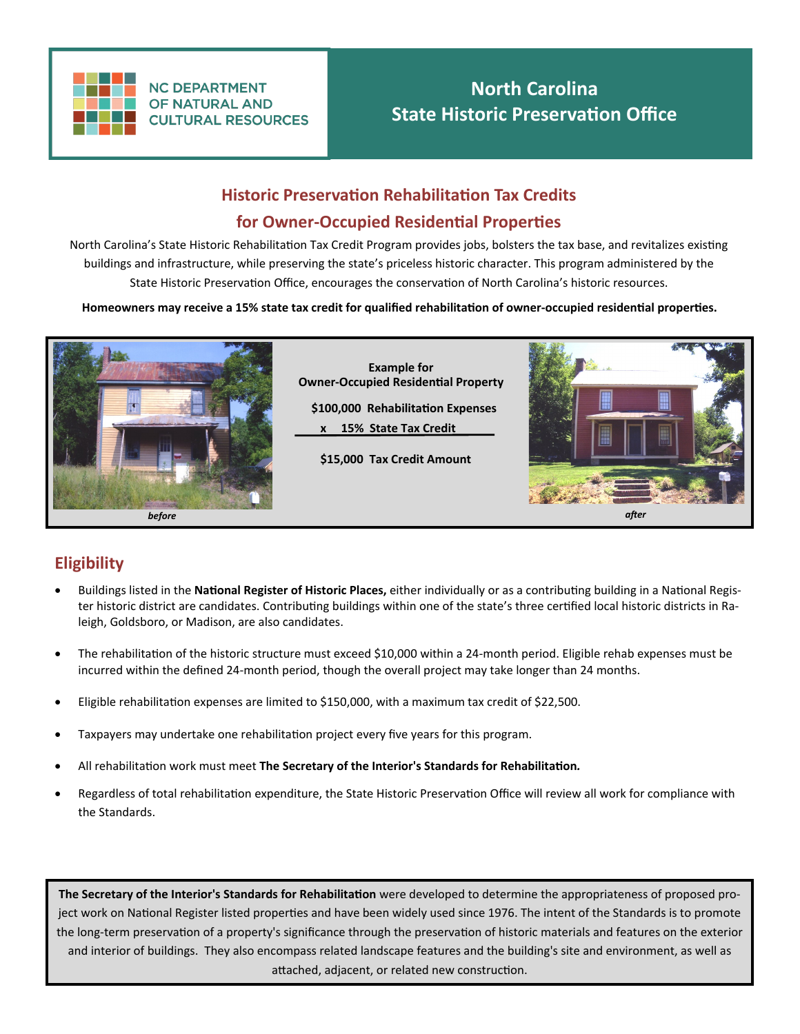NC DEPARTMENT OF NATURAL AND CULTURAL RESOURCES

# North Carolina State Historic Preservation Office

## Historic Preservation Rehabilitation Tax Credits for Owner-Occupied Residential Properties

North Carolina's State Historic Rehabilitation Tax Credit Program provides jobs, bolsters the tax base, and revitalizes existing buildings and infrastructure, while preserving the state's priceless historic character. This program administered by the State Historic Preservation Office, encourages the conservation of North Carolina's historic resources.

**Homeowners may receive a 15% state tax credit for qualified rehabilitation of owner-occupied residential properties.**

*before*

**Example for Owner-Occupied Residential Property**

**$100,000 Rehabilitation Expenses**
**x 15% State Tax Credit**

**$15,000 Tax Credit Amount**

*after*

## Eligibility

- Buildings listed in the **National Register of Historic Places,** either individually or as a contributing building in a National Register historic district are candidates. Contributing buildings within one of the state's three certified local historic districts in Raleigh, Goldsboro, or Madison, are also candidates.
- The rehabilitation of the historic structure must exceed $10,000 within a 24-month period. Eligible rehab expenses must be incurred within the defined 24-month period, though the overall project may take longer than 24 months.
- Eligible rehabilitation expenses are limited to $150,000, with a maximum tax credit of $22,500.
- Taxpayers may undertake one rehabilitation project every five years for this program.
- All rehabilitation work must meet **The Secretary of the Interior's Standards for Rehabilitation.**
- Regardless of total rehabilitation expenditure, the State Historic Preservation Office will review all work for compliance with the Standards.

**The Secretary of the Interior's Standards for Rehabilitation** were developed to determine the appropriateness of proposed project work on National Register listed properties and have been widely used since 1976. The intent of the Standards is to promote the long-term preservation of a property's significance through the preservation of historic materials and features on the exterior and interior of buildings. They also encompass related landscape features and the building's site and environment, as well as attached, adjacent, or related new construction.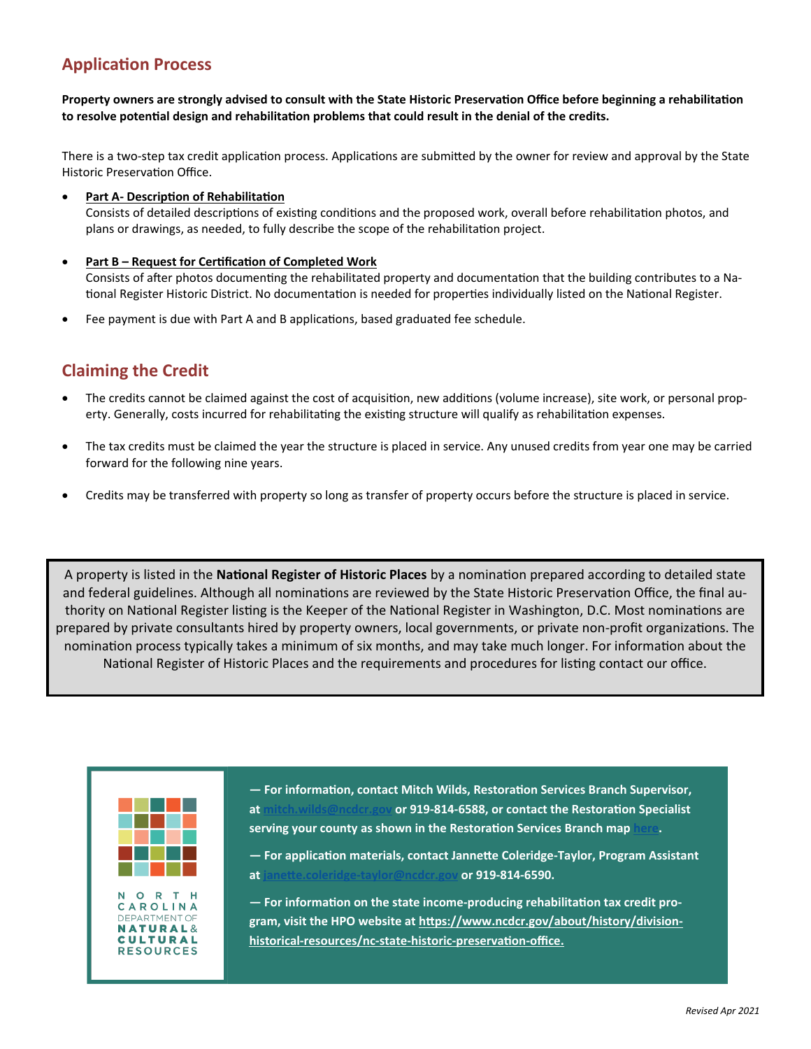## Application Process

**Property owners are strongly advised to consult with the State Historic Preservation Office before beginning a rehabilitation to resolve potential design and rehabilitation problems that could result in the denial of the credits.**

There is a two-step tax credit application process. Applications are submitted by the owner for review and approval by the State Historic Preservation Office.

- **Part A- Description of Rehabilitation**
  Consists of detailed descriptions of existing conditions and the proposed work, overall before rehabilitation photos, and plans or drawings, as needed, to fully describe the scope of the rehabilitation project.

- **Part B – Request for Certification of Completed Work**
  Consists of after photos documenting the rehabilitated property and documentation that the building contributes to a National Register Historic District. No documentation is needed for properties individually listed on the National Register.

- Fee payment is due with Part A and B applications, based graduated fee schedule.

## Claiming the Credit

- The credits cannot be claimed against the cost of acquisition, new additions (volume increase), site work, or personal property. Generally, costs incurred for rehabilitating the existing structure will qualify as rehabilitation expenses.

- The tax credits must be claimed the year the structure is placed in service. Any unused credits from year one may be carried forward for the following nine years.

- Credits may be transferred with property so long as transfer of property occurs before the structure is placed in service.

A property is listed in the **National Register of Historic Places** by a nomination prepared according to detailed state and federal guidelines. Although all nominations are reviewed by the State Historic Preservation Office, the final authority on National Register listing is the Keeper of the National Register in Washington, D.C. Most nominations are prepared by private consultants hired by property owners, local governments, or private non-profit organizations. The nomination process typically takes a minimum of six months, and may take much longer. For information about the National Register of Historic Places and the requirements and procedures for listing contact our office.

NORTH CAROLINA DEPARTMENT OF NATURAL & CULTURAL RESOURCES

**— For information, contact Mitch Wilds, Restoration Services Branch Supervisor, at mitch.wilds@ncdcr.gov or 919-814-6588, or contact the Restoration Specialist serving your county as shown in the Restoration Services Branch map here.**

**— For application materials, contact Jannette Coleridge-Taylor, Program Assistant at jannette.coleridge-taylor@ncdcr.gov or 919-814-6590.**

**— For information on the state income-producing rehabilitation tax credit program, visit the HPO website at https://www.ncdcr.gov/about/history/division-historical-resources/nc-state-historic-preservation-office.**

*Revised Apr 2021*